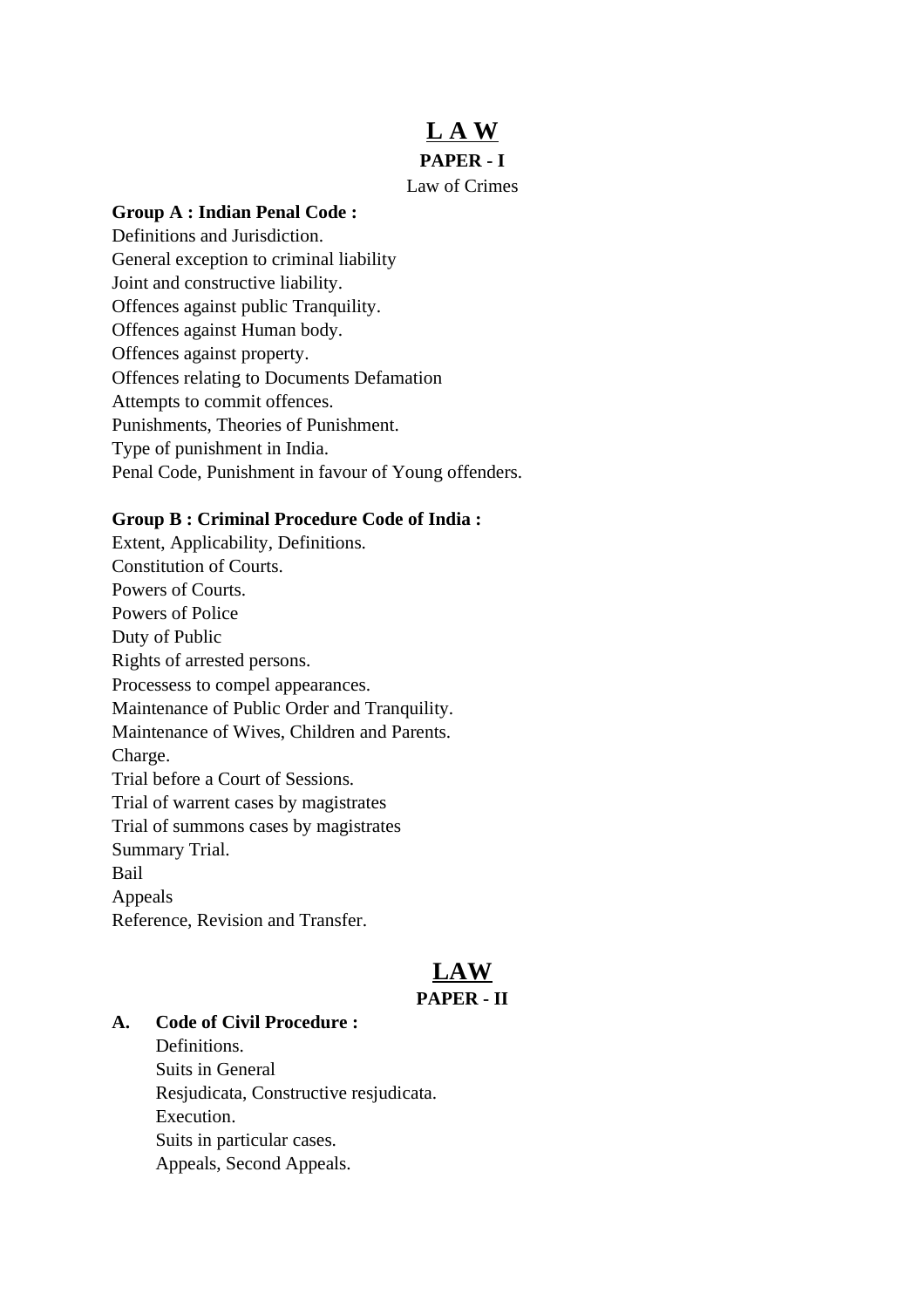# L A W

## PAPER - I

Law of Crimes

**Group A : Indian Penal Code :**

Definitions and Jurisdiction.
General exception to criminal liability
Joint and constructive liability.
Offences against public Tranquility.
Offences against Human body.
Offences against property.
Offences relating to Documents Defamation
Attempts to commit offences.
Punishments, Theories of Punishment.
Type of punishment in India.
Penal Code, Punishment in favour of Young offenders.

**Group B : Criminal Procedure Code of India :**

Extent, Applicability, Definitions.
Constitution of Courts.
Powers of Courts.
Powers of Police
Duty of Public
Rights of arrested persons.
Processess to compel appearances.
Maintenance of Public Order and Tranquility.
Maintenance of Wives, Children and Parents.
Charge.
Trial before a Court of Sessions.
Trial of warrent cases by magistrates
Trial of summons cases by magistrates
Summary Trial.
Bail
Appeals
Reference, Revision and Transfer.

# LAW

## PAPER - II

**A. Code of Civil Procedure :**

Definitions.
Suits in General
Resjudicata, Constructive resjudicata.
Execution.
Suits in particular cases.
Appeals, Second Appeals.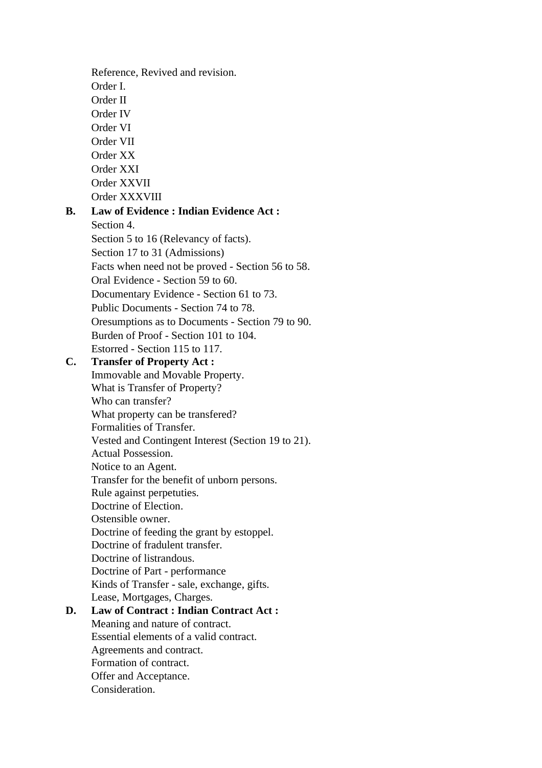Reference, Revived and revision.
Order I.
Order II
Order IV
Order VI
Order VII
Order XX
Order XXI
Order XXVII
Order XXXVIII

**B. Law of Evidence : Indian Evidence Act :**

Section 4.
Section 5 to 16 (Relevancy of facts).
Section 17 to 31 (Admissions)
Facts when need not be proved - Section 56 to 58.
Oral Evidence - Section 59 to 60.
Documentary Evidence - Section 61 to 73.
Public Documents - Section 74 to 78.
Oresumptions as to Documents - Section 79 to 90.
Burden of Proof - Section 101 to 104.
Estorred - Section 115 to 117.

**C. Transfer of Property Act :**

Immovable and Movable Property.
What is Transfer of Property?
Who can transfer?
What property can be transfered?
Formalities of Transfer.
Vested and Contingent Interest (Section 19 to 21).
Actual Possession.
Notice to an Agent.
Transfer for the benefit of unborn persons.
Rule against perpetuties.
Doctrine of Election.
Ostensible owner.
Doctrine of feeding the grant by estoppel.
Doctrine of fradulent transfer.
Doctrine of listrandous.
Doctrine of Part - performance
Kinds of Transfer - sale, exchange, gifts.
Lease, Mortgages, Charges.

**D. Law of Contract : Indian Contract Act :**

Meaning and nature of contract.
Essential elements of a valid contract.
Agreements and contract.
Formation of contract.
Offer and Acceptance.
Consideration.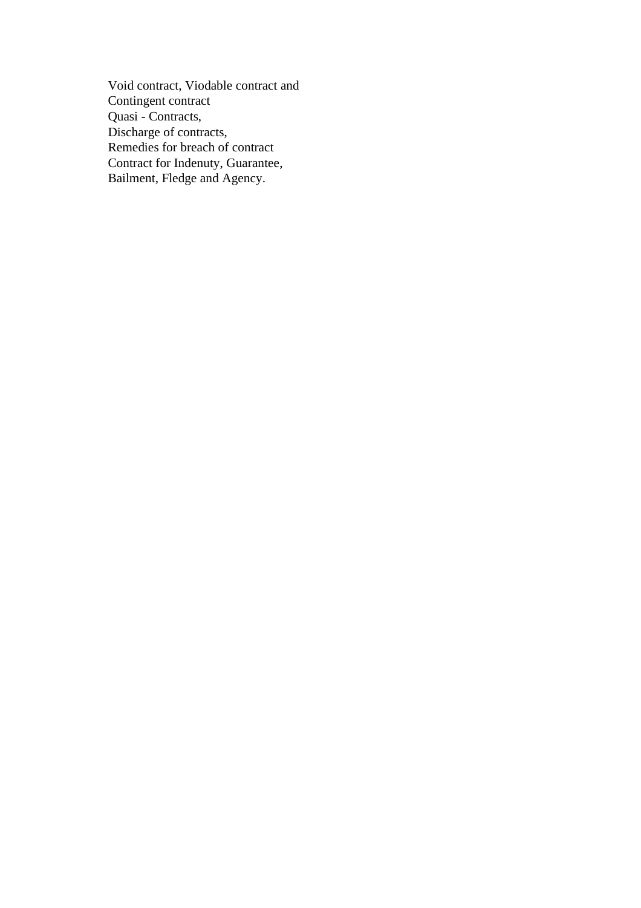Void contract, Viodable contract and
Contingent contract
Quasi - Contracts,
Discharge of contracts,
Remedies for breach of contract
Contract for Indenuty, Guarantee,
Bailment, Fledge and Agency.